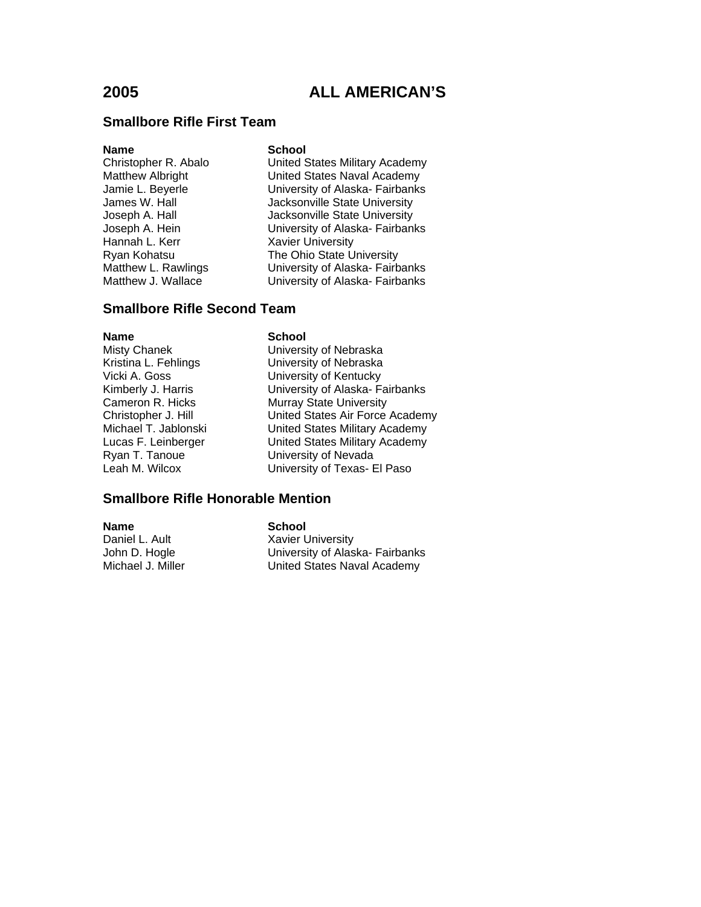# 2005 ALL AMERICAN'S

## Smallbore Rifle First Team

| Name | School |
| --- | --- |
| Christopher R. Abalo | United States Military Academy |
| Matthew Albright | United States Naval Academy |
| Jamie L. Beyerle | University of Alaska- Fairbanks |
| James W. Hall | Jacksonville State University |
| Joseph A. Hall | Jacksonville State University |
| Joseph A. Hein | University of Alaska- Fairbanks |
| Hannah L. Kerr | Xavier University |
| Ryan Kohatsu | The Ohio State University |
| Matthew L. Rawlings | University of Alaska- Fairbanks |
| Matthew J. Wallace | University of Alaska- Fairbanks |

## Smallbore Rifle Second Team

| Name | School |
| --- | --- |
| Misty Chanek | University of Nebraska |
| Kristina L. Fehlings | University of Nebraska |
| Vicki A. Goss | University of Kentucky |
| Kimberly J. Harris | University of Alaska- Fairbanks |
| Cameron R. Hicks | Murray State University |
| Christopher J. Hill | United States Air Force Academy |
| Michael T. Jablonski | United States Military Academy |
| Lucas F. Leinberger | United States Military Academy |
| Ryan T. Tanoue | University of Nevada |
| Leah M. Wilcox | University of Texas- El Paso |

## Smallbore Rifle Honorable Mention

| Name | School |
| --- | --- |
| Daniel L. Ault | Xavier University |
| John D. Hogle | University of Alaska- Fairbanks |
| Michael J. Miller | United States Naval Academy |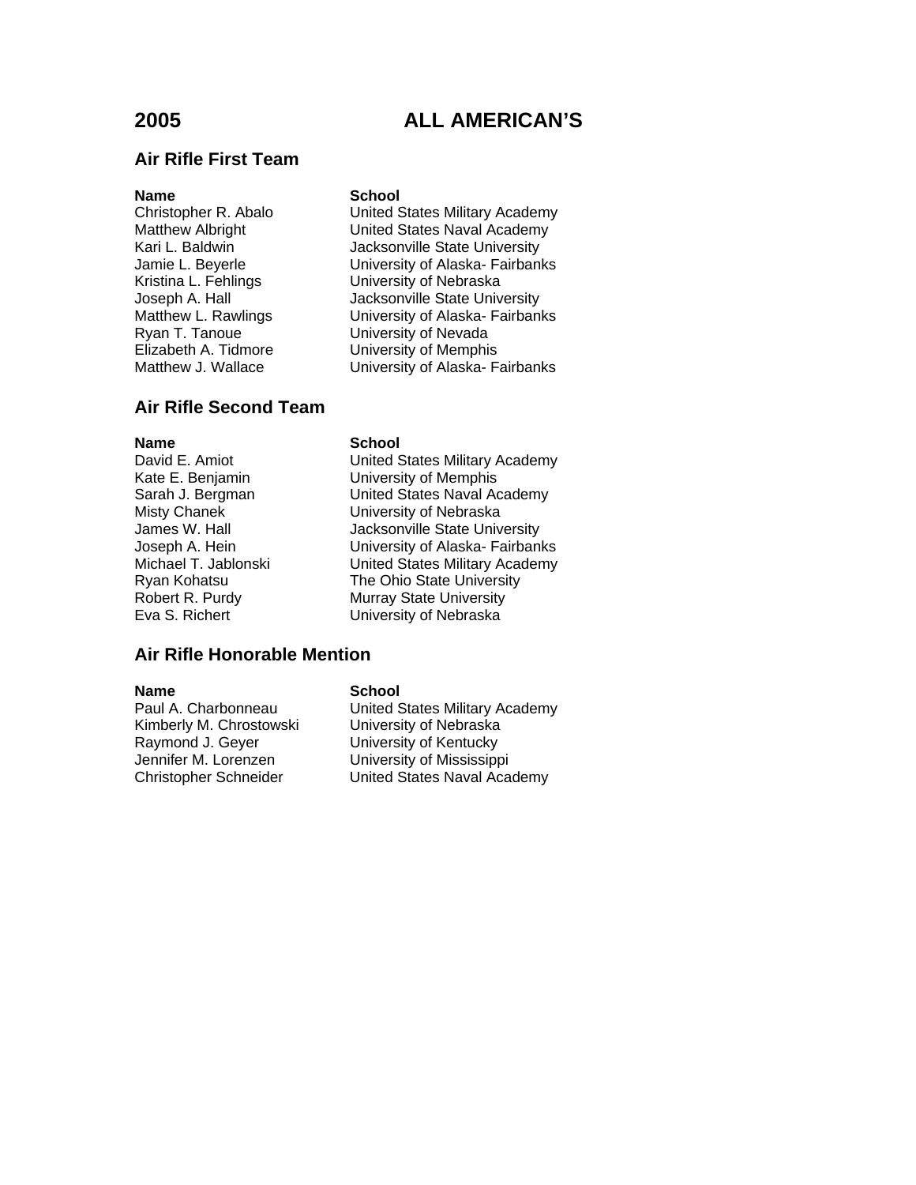# 2005 ALL AMERICAN'S

## Air Rifle First Team

| Name | School |
|---|---|
| Christopher R. Abalo | United States Military Academy |
| Matthew Albright | United States Naval Academy |
| Kari L. Baldwin | Jacksonville State University |
| Jamie L. Beyerle | University of Alaska- Fairbanks |
| Kristina L. Fehlings | University of Nebraska |
| Joseph A. Hall | Jacksonville State University |
| Matthew L. Rawlings | University of Alaska- Fairbanks |
| Ryan T. Tanoue | University of Nevada |
| Elizabeth A. Tidmore | University of Memphis |
| Matthew J. Wallace | University of Alaska- Fairbanks |

## Air Rifle Second Team

| Name | School |
|---|---|
| David E. Amiot | United States Military Academy |
| Kate E. Benjamin | University of Memphis |
| Sarah J. Bergman | United States Naval Academy |
| Misty Chanek | University of Nebraska |
| James W. Hall | Jacksonville State University |
| Joseph A. Hein | University of Alaska- Fairbanks |
| Michael T. Jablonski | United States Military Academy |
| Ryan Kohatsu | The Ohio State University |
| Robert R. Purdy | Murray State University |
| Eva S. Richert | University of Nebraska |

## Air Rifle Honorable Mention

| Name | School |
|---|---|
| Paul A. Charbonneau | United States Military Academy |
| Kimberly M. Chrostowski | University of Nebraska |
| Raymond J. Geyer | University of Kentucky |
| Jennifer M. Lorenzen | University of Mississippi |
| Christopher Schneider | United States Naval Academy |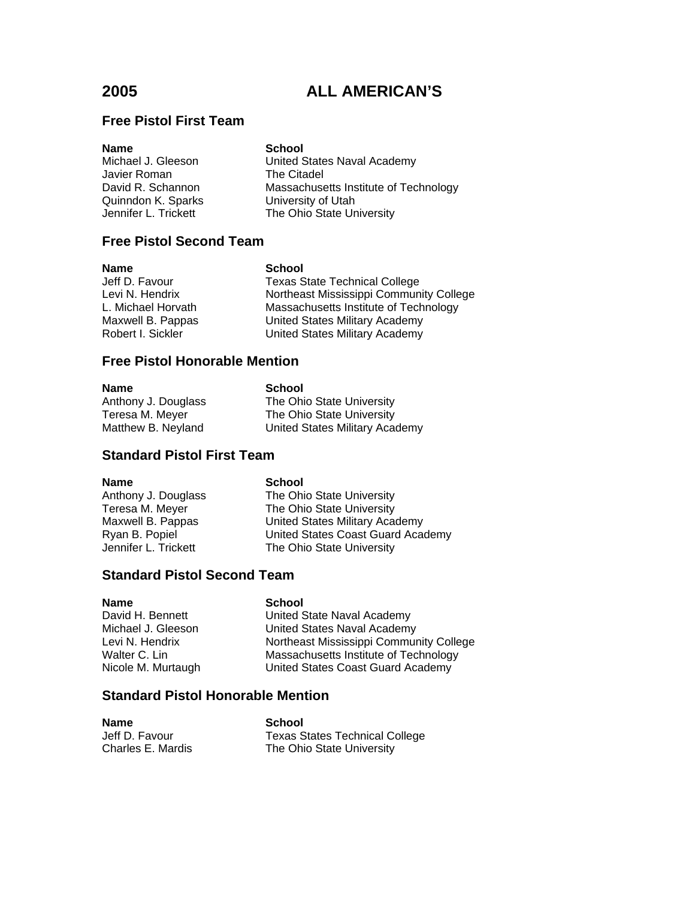# 2005 ALL AMERICAN'S

## Free Pistol First Team

| Name | School |
|---|---|
| Michael J. Gleeson | United States Naval Academy |
| Javier Roman | The Citadel |
| David R. Schannon | Massachusetts Institute of Technology |
| Quinndon K. Sparks | University of Utah |
| Jennifer L. Trickett | The Ohio State University |

## Free Pistol Second Team

| Name | School |
|---|---|
| Jeff D. Favour | Texas State Technical College |
| Levi N. Hendrix | Northeast Mississippi Community College |
| L. Michael Horvath | Massachusetts Institute of Technology |
| Maxwell B. Pappas | United States Military Academy |
| Robert I. Sickler | United States Military Academy |

## Free Pistol Honorable Mention

| Name | School |
|---|---|
| Anthony J. Douglass | The Ohio State University |
| Teresa M. Meyer | The Ohio State University |
| Matthew B. Neyland | United States Military Academy |

## Standard Pistol First Team

| Name | School |
|---|---|
| Anthony J. Douglass | The Ohio State University |
| Teresa M. Meyer | The Ohio State University |
| Maxwell B. Pappas | United States Military Academy |
| Ryan B. Popiel | United States Coast Guard Academy |
| Jennifer L. Trickett | The Ohio State University |

## Standard Pistol Second Team

| Name | School |
|---|---|
| David H. Bennett | United State Naval Academy |
| Michael J. Gleeson | United States Naval Academy |
| Levi N. Hendrix | Northeast Mississippi Community College |
| Walter C. Lin | Massachusetts Institute of Technology |
| Nicole M. Murtaugh | United States Coast Guard Academy |

## Standard Pistol Honorable Mention

| Name | School |
|---|---|
| Jeff D. Favour | Texas States Technical College |
| Charles E. Mardis | The Ohio State University |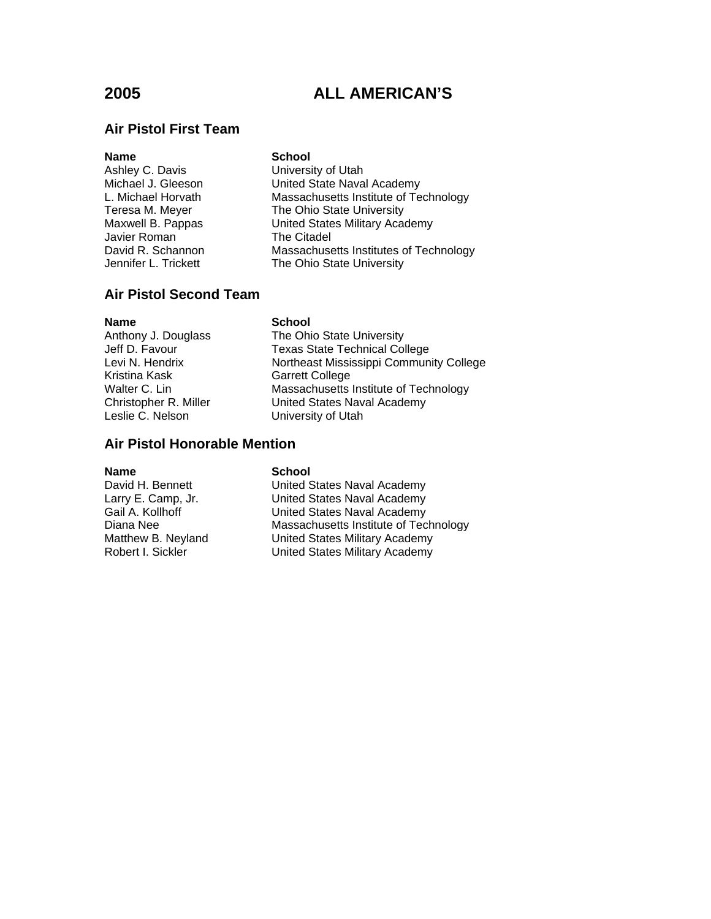# 2005 ALL AMERICAN'S

## Air Pistol First Team

| Name | School |
|---|---|
| Ashley C. Davis | University of Utah |
| Michael J. Gleeson | United State Naval Academy |
| L. Michael Horvath | Massachusetts Institute of Technology |
| Teresa M. Meyer | The Ohio State University |
| Maxwell B. Pappas | United States Military Academy |
| Javier Roman | The Citadel |
| David R. Schannon | Massachusetts Institutes of Technology |
| Jennifer L. Trickett | The Ohio State University |

## Air Pistol Second Team

| Name | School |
|---|---|
| Anthony J. Douglass | The Ohio State University |
| Jeff D. Favour | Texas State Technical College |
| Levi N. Hendrix | Northeast Mississippi Community College |
| Kristina Kask | Garrett College |
| Walter C. Lin | Massachusetts Institute of Technology |
| Christopher R. Miller | United States Naval Academy |
| Leslie C. Nelson | University of Utah |

## Air Pistol Honorable Mention

| Name | School |
|---|---|
| David H. Bennett | United States Naval Academy |
| Larry E. Camp, Jr. | United States Naval Academy |
| Gail A. Kollhoff | United States Naval Academy |
| Diana Nee | Massachusetts Institute of Technology |
| Matthew B. Neyland | United States Military Academy |
| Robert I. Sickler | United States Military Academy |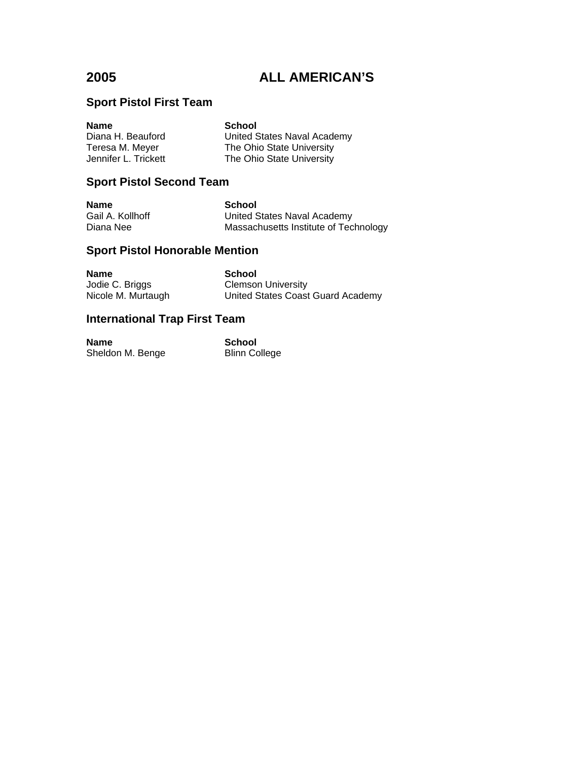# 2005 ALL AMERICAN'S

## Sport Pistol First Team

| Name | School |
|---|---|
| Diana H. Beauford | United States Naval Academy |
| Teresa M. Meyer | The Ohio State University |
| Jennifer L. Trickett | The Ohio State University |

## Sport Pistol Second Team

| Name | School |
|---|---|
| Gail A. Kollhoff | United States Naval Academy |
| Diana Nee | Massachusetts Institute of Technology |

## Sport Pistol Honorable Mention

| Name | School |
|---|---|
| Jodie C. Briggs | Clemson University |
| Nicole M. Murtaugh | United States Coast Guard Academy |

## International Trap First Team

| Name | School |
|---|---|
| Sheldon M. Benge | Blinn College |